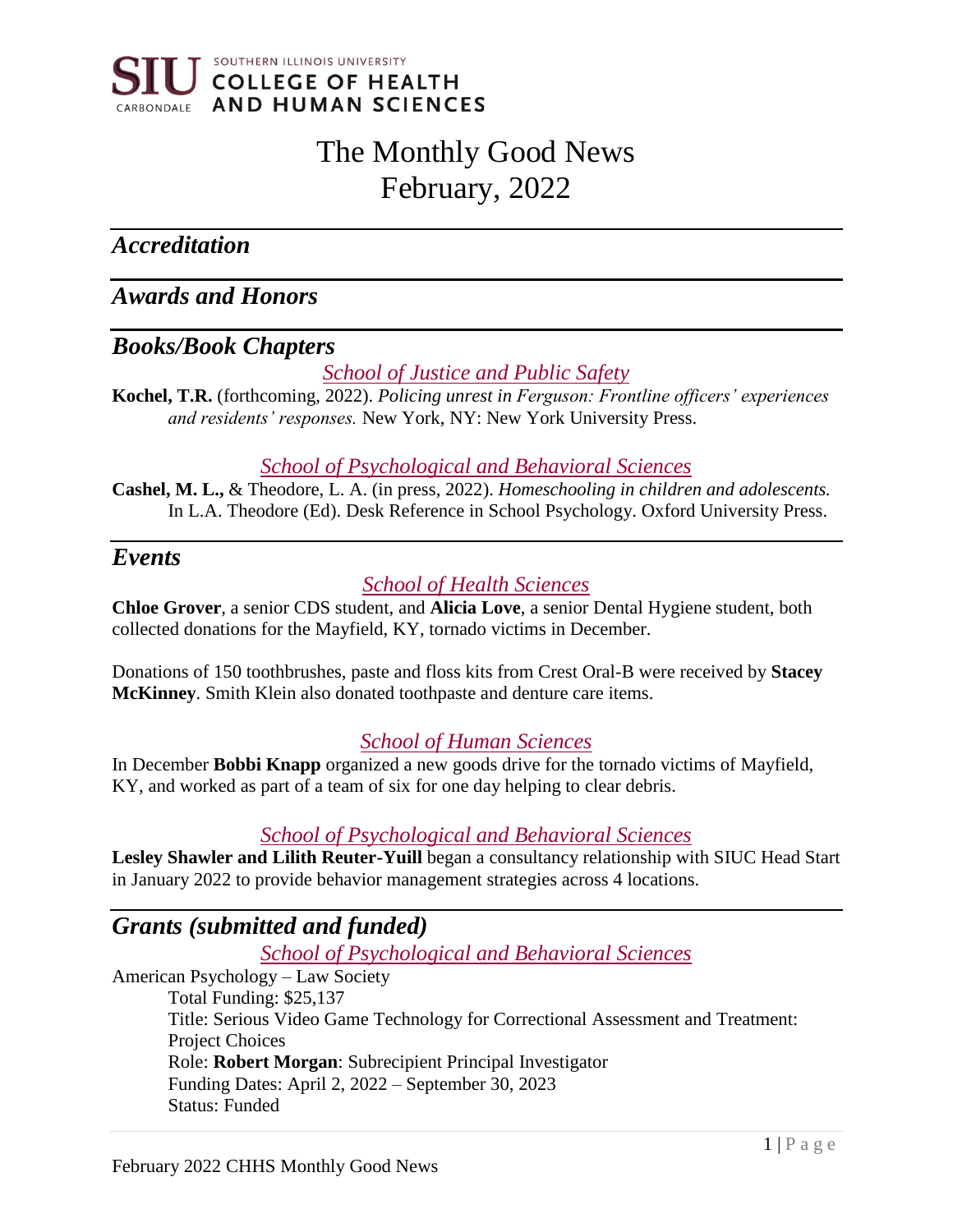SOUTHERN ILLINOIS UNIVERSITY
COLLEGE OF HEALTH AND HUMAN SCIENCES

# The Monthly Good News
# February, 2022

## *Accreditation*

## *Awards and Honors*

## *Books/Book Chapters*

### *School of Justice and Public Safety*

**Kochel, T.R.** (forthcoming, 2022). *Policing unrest in Ferguson: Frontline officers' experiences and residents' responses.* New York, NY: New York University Press.

### *School of Psychological and Behavioral Sciences*

**Cashel, M. L.,** & Theodore, L. A. (in press, 2022). *Homeschooling in children and adolescents.* In L.A. Theodore (Ed). Desk Reference in School Psychology. Oxford University Press.

## *Events*

### *School of Health Sciences*

**Chloe Grover**, a senior CDS student, and **Alicia Love**, a senior Dental Hygiene student, both collected donations for the Mayfield, KY, tornado victims in December.

Donations of 150 toothbrushes, paste and floss kits from Crest Oral-B were received by **Stacey McKinney**. Smith Klein also donated toothpaste and denture care items.

### *School of Human Sciences*

In December **Bobbi Knapp** organized a new goods drive for the tornado victims of Mayfield, KY, and worked as part of a team of six for one day helping to clear debris.

### *School of Psychological and Behavioral Sciences*

**Lesley Shawler and Lilith Reuter-Yuill** began a consultancy relationship with SIUC Head Start in January 2022 to provide behavior management strategies across 4 locations.

## *Grants (submitted and funded)*

### *School of Psychological and Behavioral Sciences*

American Psychology – Law Society

Total Funding: $25,137
Title: Serious Video Game Technology for Correctional Assessment and Treatment: Project Choices
Role: **Robert Morgan**: Subrecipient Principal Investigator
Funding Dates: April 2, 2022 – September 30, 2023
Status: Funded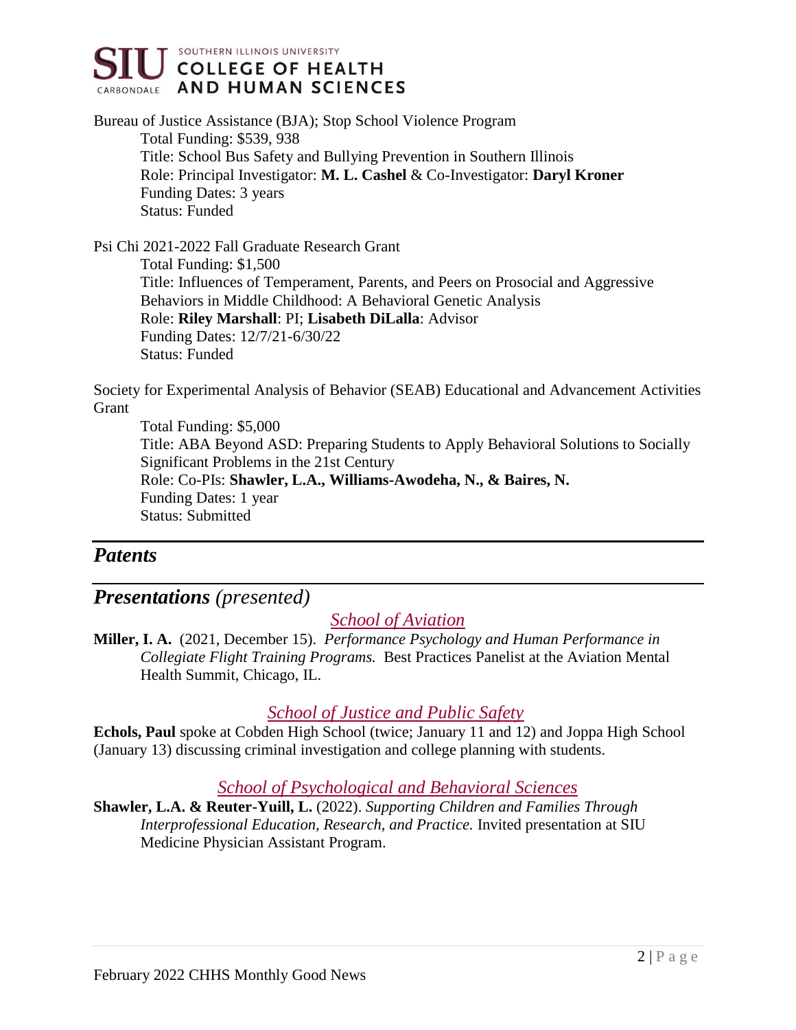Bureau of Justice Assistance (BJA); Stop School Violence Program

Total Funding: $539, 938
Title: School Bus Safety and Bullying Prevention in Southern Illinois
Role: Principal Investigator: **M. L. Cashel** & Co-Investigator: **Daryl Kroner**
Funding Dates: 3 years
Status: Funded

Psi Chi 2021-2022 Fall Graduate Research Grant

Total Funding: $1,500
Title: Influences of Temperament, Parents, and Peers on Prosocial and Aggressive Behaviors in Middle Childhood: A Behavioral Genetic Analysis
Role: **Riley Marshall**: PI; **Lisabeth DiLalla**: Advisor
Funding Dates: 12/7/21-6/30/22
Status: Funded

Society for Experimental Analysis of Behavior (SEAB) Educational and Advancement Activities Grant

Total Funding: $5,000
Title: ABA Beyond ASD: Preparing Students to Apply Behavioral Solutions to Socially Significant Problems in the 21st Century
Role: Co-PIs: **Shawler, L.A., Williams-Awodeha, N., & Baires, N.**
Funding Dates: 1 year
Status: Submitted

## *Patents*

## *Presentations (presented)*

### *School of Aviation*

**Miller, I. A.** (2021, December 15). *Performance Psychology and Human Performance in Collegiate Flight Training Programs.* Best Practices Panelist at the Aviation Mental Health Summit, Chicago, IL.

### *School of Justice and Public Safety*

**Echols, Paul** spoke at Cobden High School (twice; January 11 and 12) and Joppa High School (January 13) discussing criminal investigation and college planning with students.

### *School of Psychological and Behavioral Sciences*

**Shawler, L.A. & Reuter-Yuill, L.** (2022). *Supporting Children and Families Through Interprofessional Education, Research, and Practice.* Invited presentation at SIU Medicine Physician Assistant Program.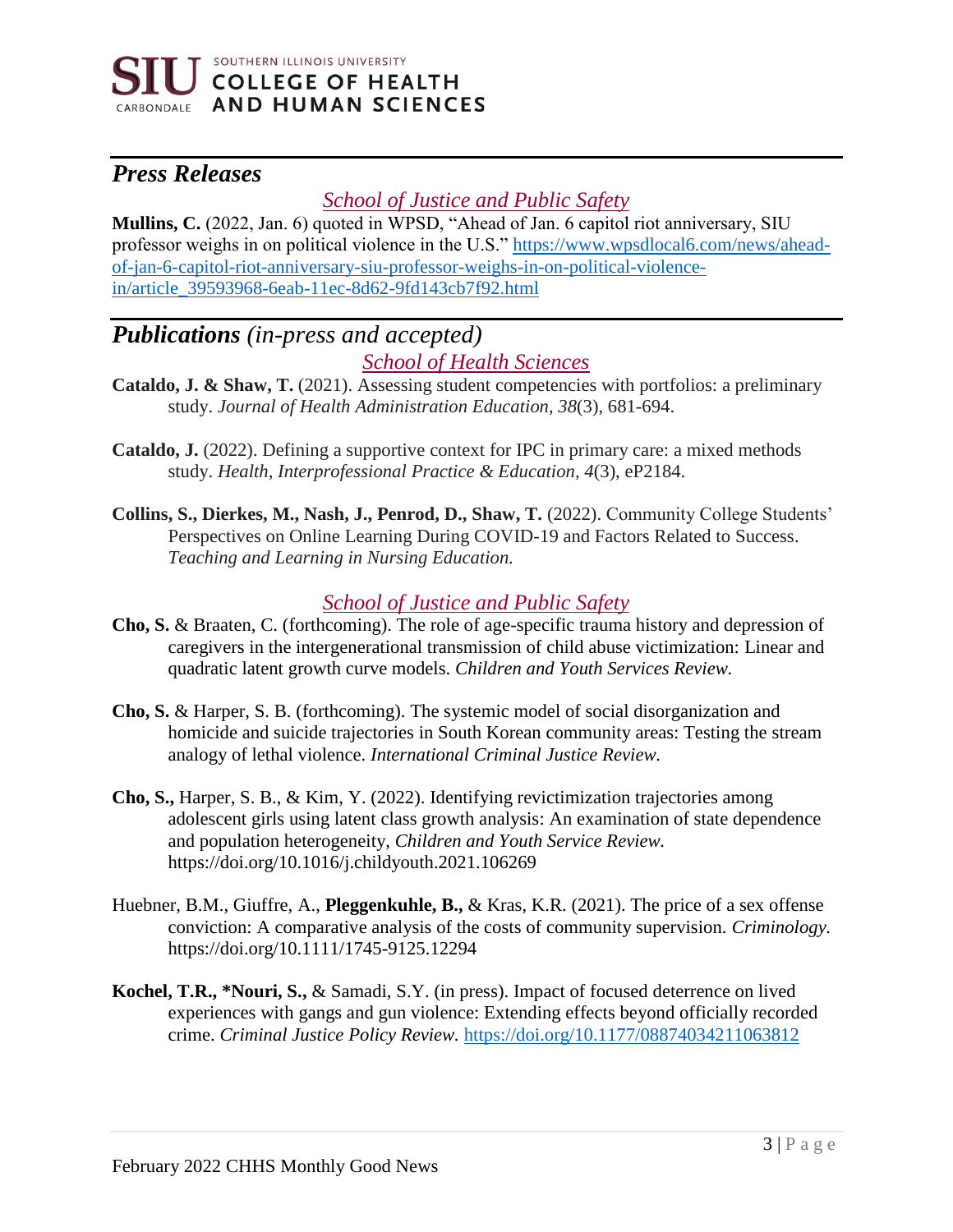## *Press Releases*

### *School of Justice and Public Safety*

**Mullins, C.** (2022, Jan. 6) quoted in WPSD, "Ahead of Jan. 6 capitol riot anniversary, SIU professor weighs in on political violence in the U.S." https://www.wpsdlocal6.com/news/ahead-of-jan-6-capitol-riot-anniversary-siu-professor-weighs-in-on-political-violence-in/article_39593968-6eab-11ec-8d62-9fd143cb7f92.html

## *Publications (in-press and accepted)*

### *School of Health Sciences*

**Cataldo, J. & Shaw, T.** (2021). Assessing student competencies with portfolios: a preliminary study. *Journal of Health Administration Education, 38*(3), 681-694.

**Cataldo, J.** (2022). Defining a supportive context for IPC in primary care: a mixed methods study. *Health, Interprofessional Practice & Education, 4*(3), eP2184.

**Collins, S., Dierkes, M., Nash, J., Penrod, D., Shaw, T.** (2022). Community College Students' Perspectives on Online Learning During COVID-19 and Factors Related to Success. *Teaching and Learning in Nursing Education.*

### *School of Justice and Public Safety*

**Cho, S.** & Braaten, C. (forthcoming). The role of age-specific trauma history and depression of caregivers in the intergenerational transmission of child abuse victimization: Linear and quadratic latent growth curve models. *Children and Youth Services Review.*

**Cho, S.** & Harper, S. B. (forthcoming). The systemic model of social disorganization and homicide and suicide trajectories in South Korean community areas: Testing the stream analogy of lethal violence. *International Criminal Justice Review.*

**Cho, S.,** Harper, S. B., & Kim, Y. (2022). Identifying revictimization trajectories among adolescent girls using latent class growth analysis: An examination of state dependence and population heterogeneity, *Children and Youth Service Review.* https://doi.org/10.1016/j.childyouth.2021.106269

Huebner, B.M., Giuffre, A., **Pleggenkuhle, B.,** & Kras, K.R. (2021). The price of a sex offense conviction: A comparative analysis of the costs of community supervision. *Criminology.* https://doi.org/10.1111/1745-9125.12294

**Kochel, T.R., *Nouri, S.,** & Samadi, S.Y. (in press). Impact of focused deterrence on lived experiences with gangs and gun violence: Extending effects beyond officially recorded crime. *Criminal Justice Policy Review.* https://doi.org/10.1177/08874034211063812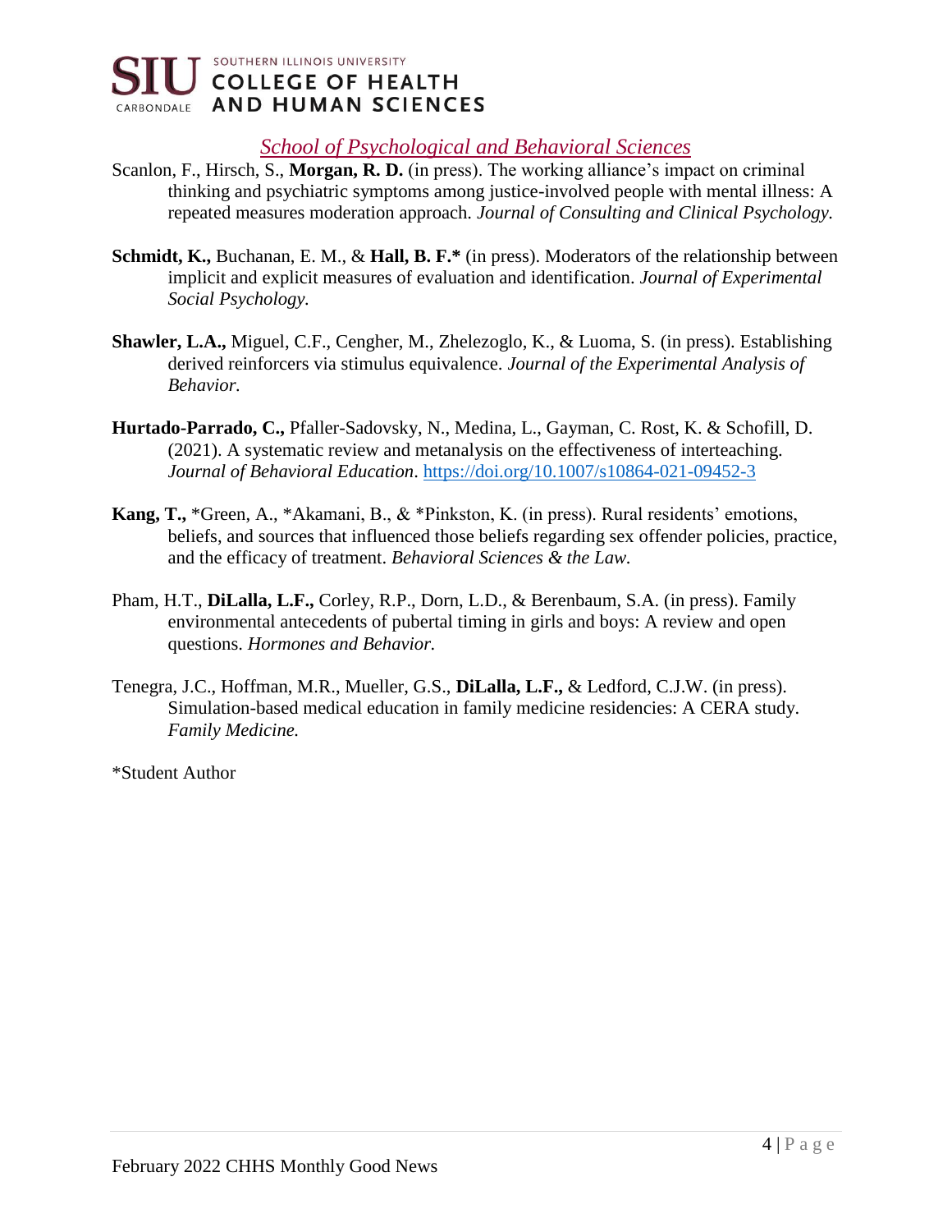*School of Psychological and Behavioral Sciences*

Scanlon, F., Hirsch, S., **Morgan, R. D.** (in press). The working alliance's impact on criminal thinking and psychiatric symptoms among justice-involved people with mental illness: A repeated measures moderation approach. *Journal of Consulting and Clinical Psychology.*

**Schmidt, K.,** Buchanan, E. M., & **Hall, B. F.*** (in press). Moderators of the relationship between implicit and explicit measures of evaluation and identification. *Journal of Experimental Social Psychology.*

**Shawler, L.A.,** Miguel, C.F., Cengher, M., Zhelezoglo, K., & Luoma, S. (in press). Establishing derived reinforcers via stimulus equivalence. *Journal of the Experimental Analysis of Behavior.*

**Hurtado-Parrado, C.,** Pfaller-Sadovsky, N., Medina, L., Gayman, C. Rost, K. & Schofill, D. (2021). A systematic review and metanalysis on the effectiveness of interteaching. *Journal of Behavioral Education*. https://doi.org/10.1007/s10864-021-09452-3

**Kang, T.,** *Green, A., *Akamani, B., & *Pinkston, K. (in press). Rural residents' emotions, beliefs, and sources that influenced those beliefs regarding sex offender policies, practice, and the efficacy of treatment. *Behavioral Sciences & the Law.*

Pham, H.T., **DiLalla, L.F.,** Corley, R.P., Dorn, L.D., & Berenbaum, S.A. (in press). Family environmental antecedents of pubertal timing in girls and boys: A review and open questions. *Hormones and Behavior.*

Tenegra, J.C., Hoffman, M.R., Mueller, G.S., **DiLalla, L.F.,** & Ledford, C.J.W. (in press). Simulation-based medical education in family medicine residencies: A CERA study. *Family Medicine.*

*Student Author